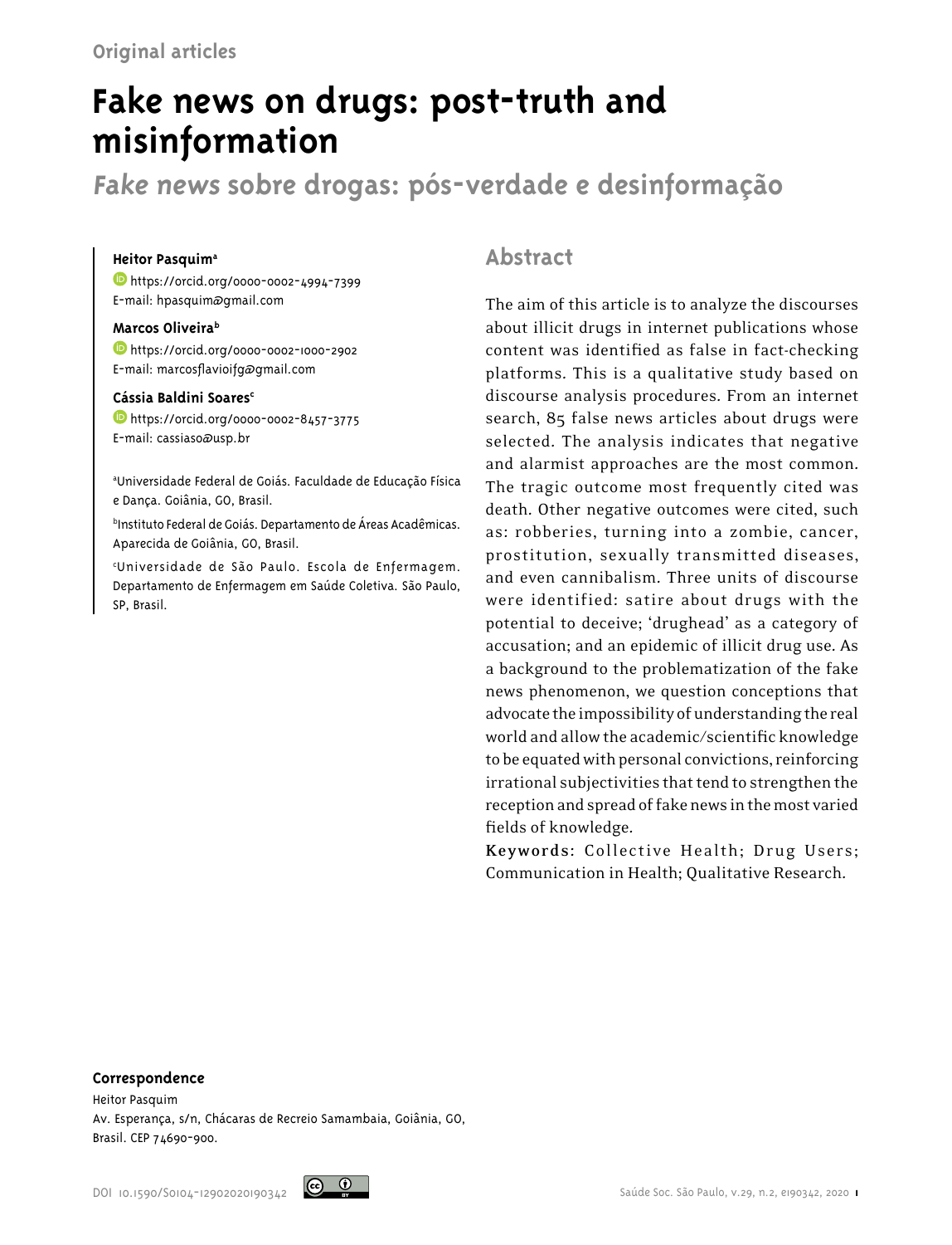Original articles

# Fake news on drugs: post-truth and misinformation

## *Fake news* sobre drogas: pós-verdade e desinformação

**Heitor Pasquim**[a]
https://orcid.org/0000-0002-4994-7399
E-mail: hpasquim@gmail.com

**Marcos Oliveira**[b]
https://orcid.org/0000-0002-1000-2902
E-mail: marcosflavioifg@gmail.com

**Cássia Baldini Soares**[c]
https://orcid.org/0000-0002-8457-3775
E-mail: cassiaso@usp.br

[a]Universidade Federal de Goiás. Faculdade de Educação Física e Dança. Goiânia, GO, Brasil.

[b]Instituto Federal de Goiás. Departamento de Áreas Acadêmicas. Aparecida de Goiânia, GO, Brasil.

[c]Universidade de São Paulo. Escola de Enfermagem. Departamento de Enfermagem em Saúde Coletiva. São Paulo, SP, Brasil.

## Abstract

The aim of this article is to analyze the discourses about illicit drugs in internet publications whose content was identified as false in fact-checking platforms. This is a qualitative study based on discourse analysis procedures. From an internet search, 85 false news articles about drugs were selected. The analysis indicates that negative and alarmist approaches are the most common. The tragic outcome most frequently cited was death. Other negative outcomes were cited, such as: robberies, turning into a zombie, cancer, prostitution, sexually transmitted diseases, and even cannibalism. Three units of discourse were identified: satire about drugs with the potential to deceive; 'drughead' as a category of accusation; and an epidemic of illicit drug use. As a background to the problematization of the fake news phenomenon, we question conceptions that advocate the impossibility of understanding the real world and allow the academic/scientific knowledge to be equated with personal convictions, reinforcing irrational subjectivities that tend to strengthen the reception and spread of fake news in the most varied fields of knowledge.

**Keywords**: Collective Health; Drug Users; Communication in Health; Qualitative Research.

**Correspondence**
Heitor Pasquim
Av. Esperança, s/n, Chácaras de Recreio Samambaia, Goiânia, GO, Brasil. CEP 74690-900.

DOI 10.1590/S0104-12902020190342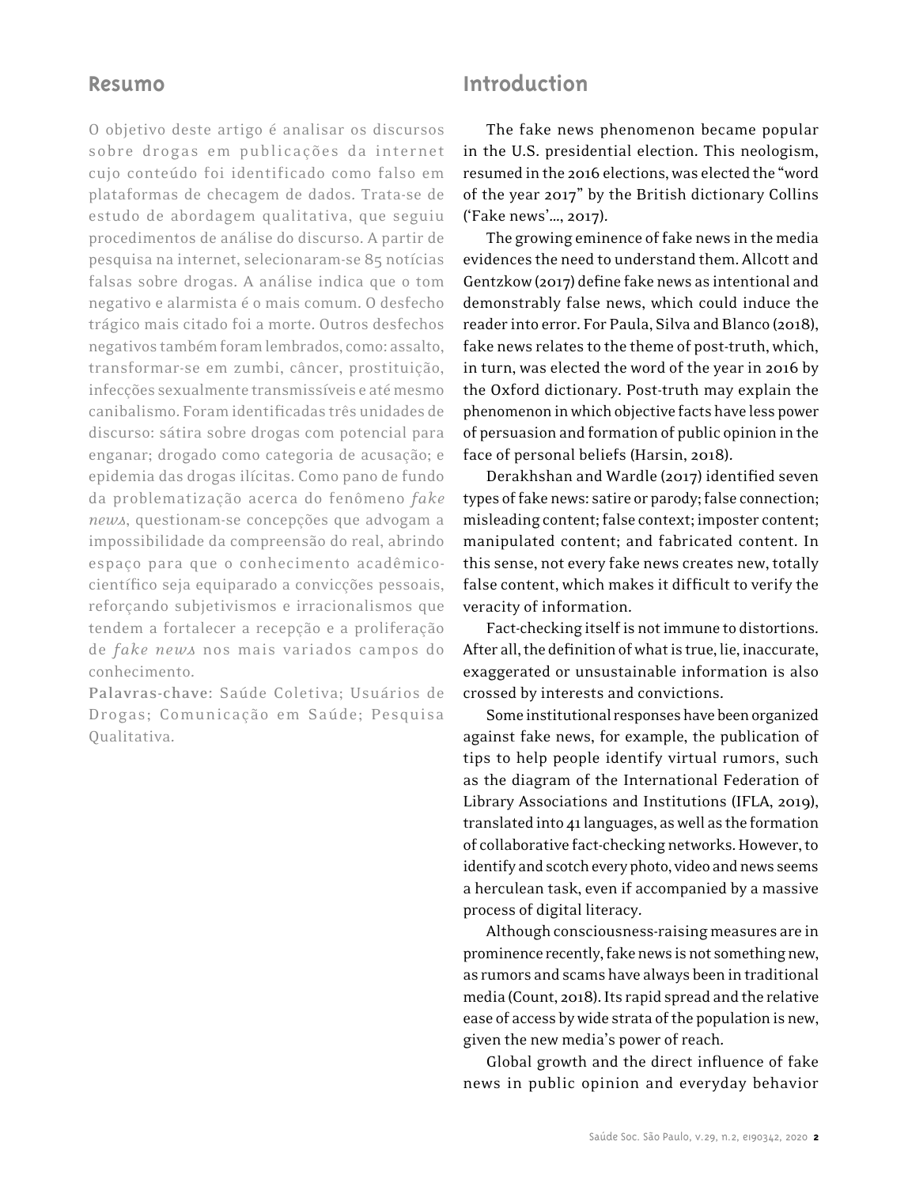## Resumo

O objetivo deste artigo é analisar os discursos sobre drogas em publicações da internet cujo conteúdo foi identificado como falso em plataformas de checagem de dados. Trata-se de estudo de abordagem qualitativa, que seguiu procedimentos de análise do discurso. A partir de pesquisa na internet, selecionaram-se 85 notícias falsas sobre drogas. A análise indica que o tom negativo e alarmista é o mais comum. O desfecho trágico mais citado foi a morte. Outros desfechos negativos também foram lembrados, como: assalto, transformar-se em zumbi, câncer, prostituição, infecções sexualmente transmissíveis e até mesmo canibalismo. Foram identificadas três unidades de discurso: sátira sobre drogas com potencial para enganar; drogado como categoria de acusação; e epidemia das drogas ilícitas. Como pano de fundo da problematização acerca do fenômeno *fake news*, questionam-se concepções que advogam a impossibilidade da compreensão do real, abrindo espaço para que o conhecimento acadêmico-científico seja equiparado a convicções pessoais, reforçando subjetivismos e irracionalismos que tendem a fortalecer a recepção e a proliferação de *fake news* nos mais variados campos do conhecimento.

**Palavras-chave**: Saúde Coletiva; Usuários de Drogas; Comunicação em Saúde; Pesquisa Qualitativa.

## Introduction

The fake news phenomenon became popular in the U.S. presidential election. This neologism, resumed in the 2016 elections, was elected the "word of the year 2017" by the British dictionary Collins ('Fake news'..., 2017).

The growing eminence of fake news in the media evidences the need to understand them. Allcott and Gentzkow (2017) define fake news as intentional and demonstrably false news, which could induce the reader into error. For Paula, Silva and Blanco (2018), fake news relates to the theme of post-truth, which, in turn, was elected the word of the year in 2016 by the Oxford dictionary. Post-truth may explain the phenomenon in which objective facts have less power of persuasion and formation of public opinion in the face of personal beliefs (Harsin, 2018).

Derakhshan and Wardle (2017) identified seven types of fake news: satire or parody; false connection; misleading content; false context; imposter content; manipulated content; and fabricated content. In this sense, not every fake news creates new, totally false content, which makes it difficult to verify the veracity of information.

Fact-checking itself is not immune to distortions. After all, the definition of what is true, lie, inaccurate, exaggerated or unsustainable information is also crossed by interests and convictions.

Some institutional responses have been organized against fake news, for example, the publication of tips to help people identify virtual rumors, such as the diagram of the International Federation of Library Associations and Institutions (IFLA, 2019), translated into 41 languages, as well as the formation of collaborative fact-checking networks. However, to identify and scotch every photo, video and news seems a herculean task, even if accompanied by a massive process of digital literacy.

Although consciousness-raising measures are in prominence recently, fake news is not something new, as rumors and scams have always been in traditional media (Count, 2018). Its rapid spread and the relative ease of access by wide strata of the population is new, given the new media's power of reach.

Global growth and the direct influence of fake news in public opinion and everyday behavior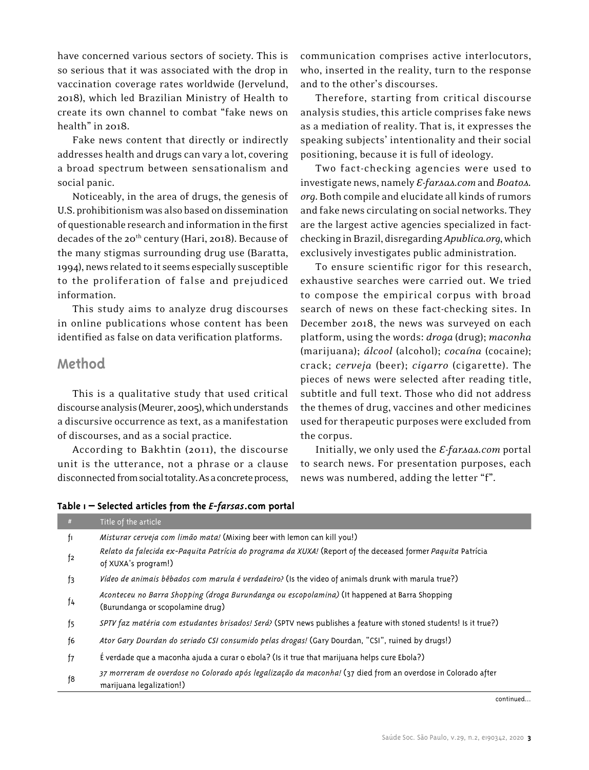have concerned various sectors of society. This is so serious that it was associated with the drop in vaccination coverage rates worldwide (Jervelund, 2018), which led Brazilian Ministry of Health to create its own channel to combat "fake news on health" in 2018.

Fake news content that directly or indirectly addresses health and drugs can vary a lot, covering a broad spectrum between sensationalism and social panic.

Noticeably, in the area of drugs, the genesis of U.S. prohibitionism was also based on dissemination of questionable research and information in the first decades of the 20th century (Hari, 2018). Because of the many stigmas surrounding drug use (Baratta, 1994), news related to it seems especially susceptible to the proliferation of false and prejudiced information.

This study aims to analyze drug discourses in online publications whose content has been identified as false on data verification platforms.

## Method

This is a qualitative study that used critical discourse analysis (Meurer, 2005), which understands a discursive occurrence as text, as a manifestation of discourses, and as a social practice.

According to Bakhtin (2011), the discourse unit is the utterance, not a phrase or a clause disconnected from social totality. As a concrete process, communication comprises active interlocutors, who, inserted in the reality, turn to the response and to the other's discourses.

Therefore, starting from critical discourse analysis studies, this article comprises fake news as a mediation of reality. That is, it expresses the speaking subjects' intentionality and their social positioning, because it is full of ideology.

Two fact-checking agencies were used to investigate news, namely *E-farsas.com* and *Boatos.org*. Both compile and elucidate all kinds of rumors and fake news circulating on social networks. They are the largest active agencies specialized in fact-checking in Brazil, disregarding *Apublica.org*, which exclusively investigates public administration.

To ensure scientific rigor for this research, exhaustive searches were carried out. We tried to compose the empirical corpus with broad search of news on these fact-checking sites. In December 2018, the news was surveyed on each platform, using the words: *droga* (drug); *maconha* (marijuana); *álcool* (alcohol); *cocaína* (cocaine); crack; *cerveja* (beer); *cigarro* (cigarette). The pieces of news were selected after reading title, subtitle and full text. Those who did not address the themes of drug, vaccines and other medicines used for therapeutic purposes were excluded from the corpus.

Initially, we only used the *E-farsas.com* portal to search news. For presentation purposes, each news was numbered, adding the letter "f".

**Table 1 – Selected articles from the *E-farsas*.com portal**

| # | Title of the article |
|---|---|
| f1 | *Misturar cerveja com limão mata!* (Mixing beer with lemon can kill you!) |
| f2 | *Relato da falecida ex-Paquita Patrícia do programa da XUXA!* (Report of the deceased former *Paquita* Patrícia of XUXA's program!) |
| f3 | *Vídeo de animais bêbados com marula é verdadeiro?* (Is the video of animals drunk with marula true?) |
| f4 | *Aconteceu no Barra Shopping (droga Burundanga ou escopolamina)* (It happened at Barra Shopping (Burundanga or scopolamine drug) |
| f5 | *SPTV faz matéria com estudantes brisados! Será?* (SPTV news publishes a feature with stoned students! Is it true?) |
| f6 | *Ator Gary Dourdan do seriado CSI consumido pelas drogas!* (Gary Dourdan, "CSI", ruined by drugs!) |
| f7 | É verdade que a maconha ajuda a curar o ebola? (Is it true that marijuana helps cure Ebola?) |
| f8 | *37 morreram de overdose no Colorado após legalização da maconha!* (37 died from an overdose in Colorado after marijuana legalization!) |

continued...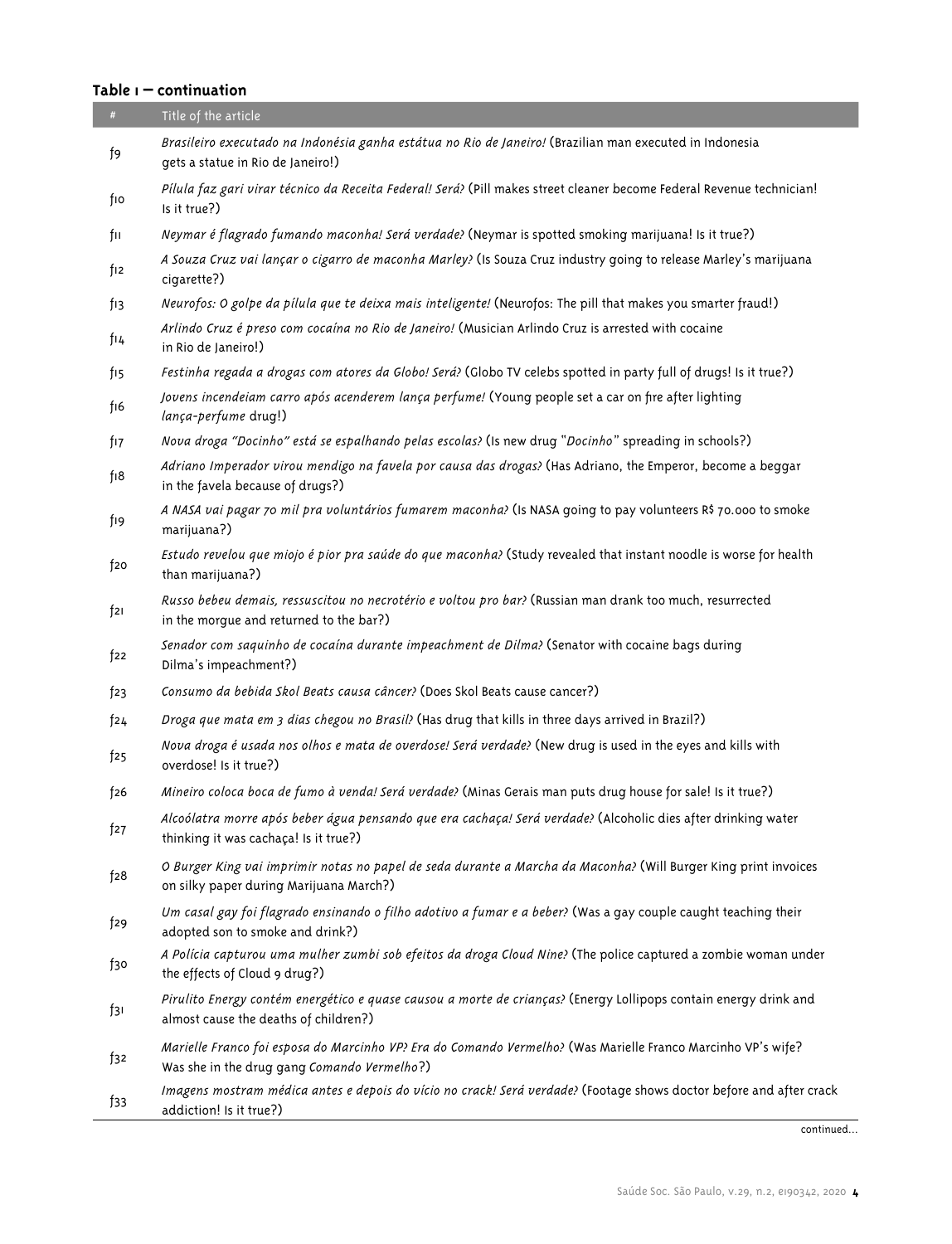**Table 1 – continuation**

| # | Title of the article |
|---|---|
| f9 | *Brasileiro executado na Indonésia ganha estátua no Rio de Janeiro!* (Brazilian man executed in Indonesia gets a statue in Rio de Janeiro!) |
| f10 | *Pílula faz gari virar técnico da Receita Federal! Será?* (Pill makes street cleaner become Federal Revenue technician! Is it true?) |
| f11 | *Neymar é flagrado fumando maconha! Será verdade?* (Neymar is spotted smoking marijuana! Is it true?) |
| f12 | *A Souza Cruz vai lançar o cigarro de maconha Marley?* (Is Souza Cruz industry going to release Marley's marijuana cigarette?) |
| f13 | *Neurofos: O golpe da pílula que te deixa mais inteligente!* (Neurofos: The pill that makes you smarter fraud!) |
| f14 | *Arlindo Cruz é preso com cocaína no Rio de Janeiro!* (Musician Arlindo Cruz is arrested with cocaine in Rio de Janeiro!) |
| f15 | *Festinha regada a drogas com atores da Globo! Será?* (Globo TV celebs spotted in party full of drugs! Is it true?) |
| f16 | *Jovens incendeiam carro após acenderem lança perfume!* (Young people set a car on fire after lighting *lança-perfume* drug!) |
| f17 | *Nova droga "Docinho" está se espalhando pelas escolas?* (Is new drug "*Docinho*" spreading in schools?) |
| f18 | *Adriano Imperador virou mendigo na favela por causa das drogas?* (Has Adriano, the Emperor, become a beggar in the favela because of drugs?) |
| f19 | *A NASA vai pagar 70 mil pra voluntários fumarem maconha?* (Is NASA going to pay volunteers R$ 70.000 to smoke marijuana?) |
| f20 | *Estudo revelou que miojo é pior pra saúde do que maconha?* (Study revealed that instant noodle is worse for health than marijuana?) |
| f21 | *Russo bebeu demais, ressuscitou no necrotério e voltou pro bar?* (Russian man drank too much, resurrected in the morgue and returned to the bar?) |
| f22 | *Senador com saquinho de cocaína durante impeachment de Dilma?* (Senator with cocaine bags during Dilma's impeachment?) |
| f23 | *Consumo da bebida Skol Beats causa câncer?* (Does Skol Beats cause cancer?) |
| f24 | *Droga que mata em 3 dias chegou no Brasil?* (Has drug that kills in three days arrived in Brazil?) |
| f25 | *Nova droga é usada nos olhos e mata de overdose! Será verdade?* (New drug is used in the eyes and kills with overdose! Is it true?) |
| f26 | *Mineiro coloca boca de fumo à venda! Será verdade?* (Minas Gerais man puts drug house for sale! Is it true?) |
| f27 | *Alcoólatra morre após beber água pensando que era cachaça! Será verdade?* (Alcoholic dies after drinking water thinking it was cachaça! Is it true?) |
| f28 | *O Burger King vai imprimir notas no papel de seda durante a Marcha da Maconha?* (Will Burger King print invoices on silky paper during Marijuana March?) |
| f29 | *Um casal gay foi flagrado ensinando o filho adotivo a fumar e a beber?* (Was a gay couple caught teaching their adopted son to smoke and drink?) |
| f30 | *A Polícia capturou uma mulher zumbi sob efeitos da droga Cloud Nine?* (The police captured a zombie woman under the effects of Cloud 9 drug?) |
| f31 | *Pirulito Energy contém energético e quase causou a morte de crianças?* (Energy Lollipops contain energy drink and almost cause the deaths of children?) |
| f32 | *Marielle Franco foi esposa do Marcinho VP? Era do Comando Vermelho?* (Was Marielle Franco Marcinho VP's wife? Was she in the drug gang *Comando Vermelho*?) |
| f33 | *Imagens mostram médica antes e depois do vício no crack! Será verdade?* (Footage shows doctor before and after crack addiction! Is it true?) |

continued...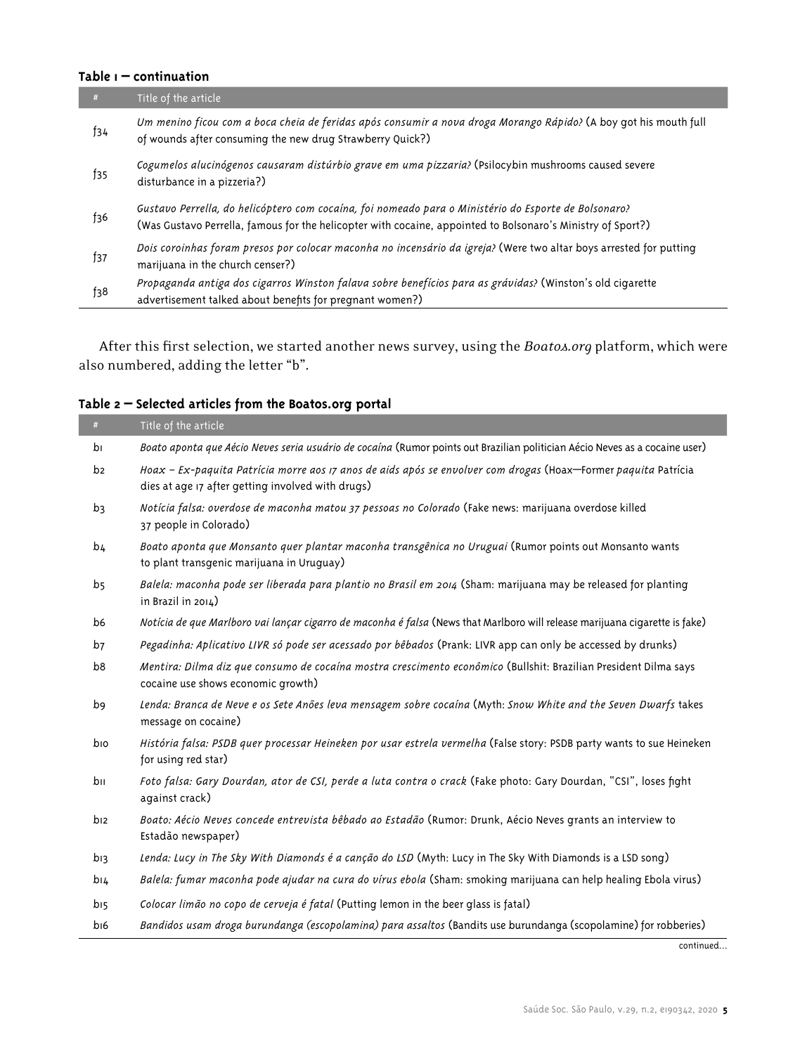**Table 1 — continuation**

| # | Title of the article |
|---|---|
| f34 | *Um menino ficou com a boca cheia de feridas após consumir a nova droga Morango Rápido?* (A boy got his mouth full of wounds after consuming the new drug Strawberry Quick?) |
| f35 | *Cogumelos alucinógenos causaram distúrbio grave em uma pizzaria?* (Psilocybin mushrooms caused severe disturbance in a pizzeria?) |
| f36 | *Gustavo Perrella, do helicóptero com cocaína, foi nomeado para o Ministério do Esporte de Bolsonaro?* (Was Gustavo Perrella, famous for the helicopter with cocaine, appointed to Bolsonaro's Ministry of Sport?) |
| f37 | *Dois coroinhas foram presos por colocar maconha no incensário da igreja?* (Were two altar boys arrested for putting marijuana in the church censer?) |
| f38 | *Propaganda antiga dos cigarros Winston falava sobre benefícios para as grávidas?* (Winston's old cigarette advertisement talked about benefits for pregnant women?) |

After this first selection, we started another news survey, using the *Boatos.org* platform, which were also numbered, adding the letter "b".

**Table 2 — Selected articles from the Boatos.org portal**

| # | Title of the article |
|---|---|
| b1 | *Boato aponta que Aécio Neves seria usuário de cocaína* (Rumor points out Brazilian politician Aécio Neves as a cocaine user) |
| b2 | *Hoax – Ex-paquita Patrícia morre aos 17 anos de aids após se envolver com drogas* (Hoax—Former *paquita* Patrícia dies at age 17 after getting involved with drugs) |
| b3 | *Notícia falsa: overdose de maconha matou 37 pessoas no Colorado* (Fake news: marijuana overdose killed 37 people in Colorado) |
| b4 | *Boato aponta que Monsanto quer plantar maconha transgênica no Uruguai* (Rumor points out Monsanto wants to plant transgenic marijuana in Uruguay) |
| b5 | *Balela: maconha pode ser liberada para plantio no Brasil em 2014* (Sham: marijuana may be released for planting in Brazil in 2014) |
| b6 | *Notícia de que Marlboro vai lançar cigarro de maconha é falsa* (News that Marlboro will release marijuana cigarette is fake) |
| b7 | *Pegadinha: Aplicativo LIVR só pode ser acessado por bêbados* (Prank: LIVR app can only be accessed by drunks) |
| b8 | *Mentira: Dilma diz que consumo de cocaína mostra crescimento econômico* (Bullshit: Brazilian President Dilma says cocaine use shows economic growth) |
| b9 | *Lenda: Branca de Neve e os Sete Anões leva mensagem sobre cocaína* (Myth: *Snow White and the Seven Dwarfs* takes message on cocaine) |
| b10 | *História falsa: PSDB quer processar Heineken por usar estrela vermelha* (False story: PSDB party wants to sue Heineken for using red star) |
| b11 | *Foto falsa: Gary Dourdan, ator de CSI, perde a luta contra o crack* (Fake photo: Gary Dourdan, "CSI", loses fight against crack) |
| b12 | *Boato: Aécio Neves concede entrevista bêbado ao Estadão* (Rumor: Drunk, Aécio Neves grants an interview to Estadão newspaper) |
| b13 | *Lenda: Lucy in The Sky With Diamonds é a canção do LSD* (Myth: Lucy in The Sky With Diamonds is a LSD song) |
| b14 | *Balela: fumar maconha pode ajudar na cura do vírus ebola* (Sham: smoking marijuana can help healing Ebola virus) |
| b15 | *Colocar limão no copo de cerveja é fatal* (Putting lemon in the beer glass is fatal) |
| b16 | *Bandidos usam droga burundanga (escopolamina) para assaltos* (Bandits use burundanga (scopolamine) for robberies) |

continued...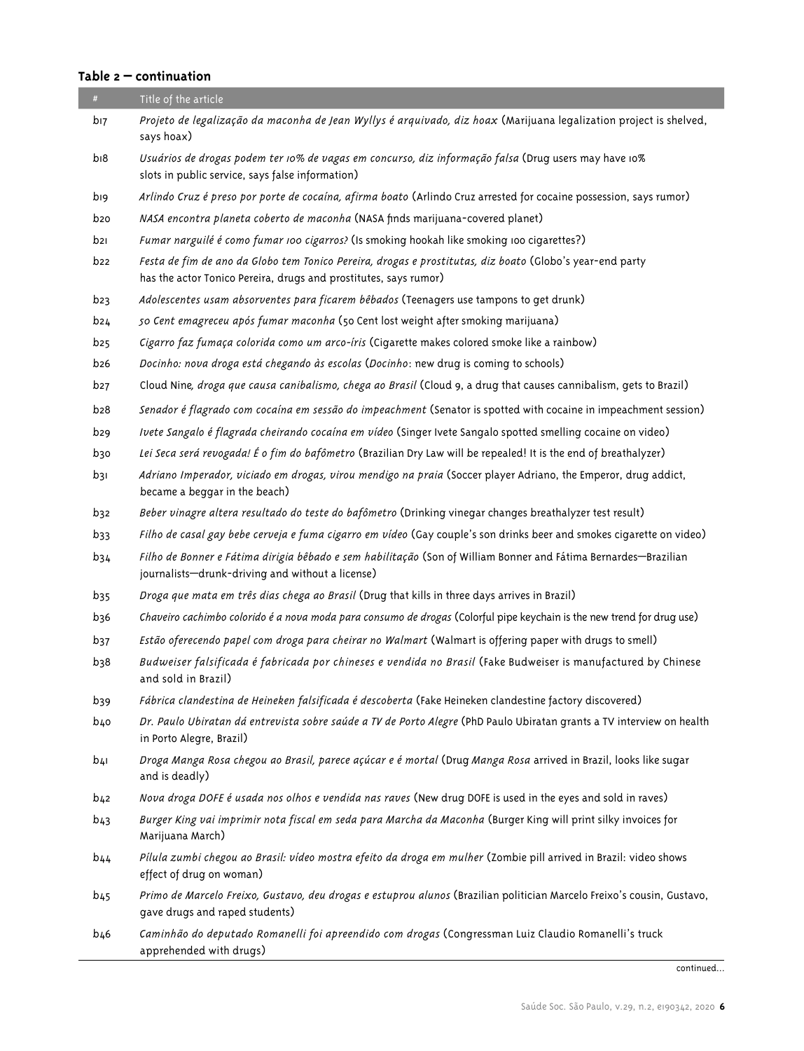**Table 2 — continuation**

| # | Title of the article |
|---|---|
| b17 | *Projeto de legalização da maconha de Jean Wyllys é arquivado, diz hoax* (Marijuana legalization project is shelved, says hoax) |
| b18 | *Usuários de drogas podem ter 10% de vagas em concurso, diz informação falsa* (Drug users may have 10% slots in public service, says false information) |
| b19 | *Arlindo Cruz é preso por porte de cocaína, afirma boato* (Arlindo Cruz arrested for cocaine possession, says rumor) |
| b20 | *NASA encontra planeta coberto de maconha* (NASA finds marijuana-covered planet) |
| b21 | *Fumar narguilé é como fumar 100 cigarros?* (Is smoking hookah like smoking 100 cigarettes?) |
| b22 | *Festa de fim de ano da Globo tem Tonico Pereira, drogas e prostitutas, diz boato* (Globo's year-end party has the actor Tonico Pereira, drugs and prostitutes, says rumor) |
| b23 | *Adolescentes usam absorventes para ficarem bêbados* (Teenagers use tampons to get drunk) |
| b24 | *50 Cent emagreceu após fumar maconha* (50 Cent lost weight after smoking marijuana) |
| b25 | *Cigarro faz fumaça colorida como um arco-íris* (Cigarette makes colored smoke like a rainbow) |
| b26 | *Docinho: nova droga está chegando às escolas* (*Docinho*: new drug is coming to schools) |
| b27 | Cloud Nine*, droga que causa canibalismo, chega ao Brasil* (Cloud 9, a drug that causes cannibalism, gets to Brazil) |
| b28 | *Senador é flagrado com cocaína em sessão do impeachment* (Senator is spotted with cocaine in impeachment session) |
| b29 | *Ivete Sangalo é flagrada cheirando cocaína em vídeo* (Singer Ivete Sangalo spotted smelling cocaine on video) |
| b30 | *Lei Seca será revogada! É o fim do bafômetro* (Brazilian Dry Law will be repealed! It is the end of breathalyzer) |
| b31 | *Adriano Imperador, viciado em drogas, virou mendigo na praia* (Soccer player Adriano, the Emperor, drug addict, became a beggar in the beach) |
| b32 | *Beber vinagre altera resultado do teste do bafômetro* (Drinking vinegar changes breathalyzer test result) |
| b33 | *Filho de casal gay bebe cerveja e fuma cigarro em vídeo* (Gay couple's son drinks beer and smokes cigarette on video) |
| b34 | *Filho de Bonner e Fátima dirigia bêbado e sem habilitação* (Son of William Bonner and Fátima Bernardes—Brazilian journalists—drunk-driving and without a license) |
| b35 | *Droga que mata em três dias chega ao Brasil* (Drug that kills in three days arrives in Brazil) |
| b36 | *Chaveiro cachimbo colorido é a nova moda para consumo de drogas* (Colorful pipe keychain is the new trend for drug use) |
| b37 | *Estão oferecendo papel com droga para cheirar no Walmart* (Walmart is offering paper with drugs to smell) |
| b38 | *Budweiser falsificada é fabricada por chineses e vendida no Brasil* (Fake Budweiser is manufactured by Chinese and sold in Brazil) |
| b39 | *Fábrica clandestina de Heineken falsificada é descoberta* (Fake Heineken clandestine factory discovered) |
| b40 | *Dr. Paulo Ubiratan dá entrevista sobre saúde a TV de Porto Alegre* (PhD Paulo Ubiratan grants a TV interview on health in Porto Alegre, Brazil) |
| b41 | *Droga Manga Rosa chegou ao Brasil, parece açúcar e é mortal* (Drug *Manga Rosa* arrived in Brazil, looks like sugar and is deadly) |
| b42 | *Nova droga DOFE é usada nos olhos e vendida nas raves* (New drug DOFE is used in the eyes and sold in raves) |
| b43 | *Burger King vai imprimir nota fiscal em seda para Marcha da Maconha* (Burger King will print silky invoices for Marijuana March) |
| b44 | *Pílula zumbi chegou ao Brasil: vídeo mostra efeito da droga em mulher* (Zombie pill arrived in Brazil: video shows effect of drug on woman) |
| b45 | *Primo de Marcelo Freixo, Gustavo, deu drogas e estuprou alunos* (Brazilian politician Marcelo Freixo's cousin, Gustavo, gave drugs and raped students) |
| b46 | *Caminhão do deputado Romanelli foi apreendido com drogas* (Congressman Luiz Claudio Romanelli's truck apprehended with drugs) |

continued...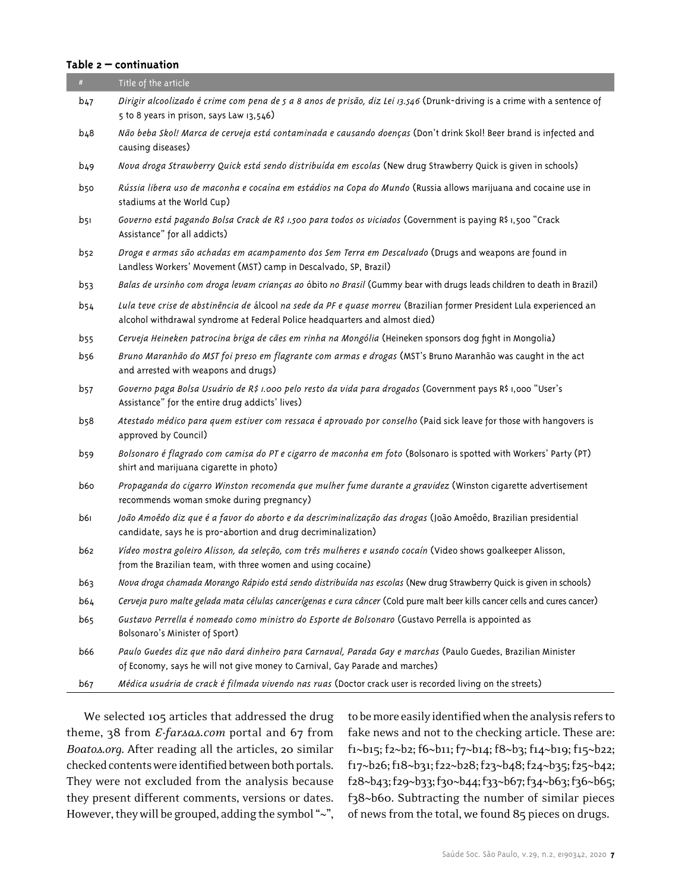**Table 2 — continuation**

| # | Title of the article |
|---|---|
| b47 | *Dirigir alcoolizado é crime com pena de 5 a 8 anos de prisão, diz Lei 13.546* (Drunk-driving is a crime with a sentence of 5 to 8 years in prison, says Law 13,546) |
| b48 | *Não beba Skol! Marca de cerveja está contaminada e causando doenças* (Don't drink Skol! Beer brand is infected and causing diseases) |
| b49 | *Nova droga Strawberry Quick está sendo distribuída em escolas* (New drug Strawberry Quick is given in schools) |
| b50 | *Rússia libera uso de maconha e cocaína em estádios na Copa do Mundo* (Russia allows marijuana and cocaine use in stadiums at the World Cup) |
| b51 | *Governo está pagando Bolsa Crack de R$ 1.500 para todos os viciados* (Government is paying R$ 1,500 "Crack Assistance" for all addicts) |
| b52 | *Droga e armas são achadas em acampamento dos Sem Terra em Descalvado* (Drugs and weapons are found in Landless Workers' Movement (MST) camp in Descalvado, SP, Brazil) |
| b53 | *Balas de ursinho com droga levam crianças ao* óbito *no Brasil* (Gummy bear with drugs leads children to death in Brazil) |
| b54 | *Lula teve crise de abstinência de* álcool *na sede da PF e quase morreu* (Brazilian former President Lula experienced an alcohol withdrawal syndrome at Federal Police headquarters and almost died) |
| b55 | *Cerveja Heineken patrocina briga de cães em rinha na Mongólia* (Heineken sponsors dog fight in Mongolia) |
| b56 | *Bruno Maranhão do MST foi preso em flagrante com armas e drogas* (MST's Bruno Maranhão was caught in the act and arrested with weapons and drugs) |
| b57 | *Governo paga Bolsa Usuário de R$ 1.000 pelo resto da vida para drogados* (Government pays R$ 1,000 "User's Assistance" for the entire drug addicts' lives) |
| b58 | *Atestado médico para quem estiver com ressaca é aprovado por conselho* (Paid sick leave for those with hangovers is approved by Council) |
| b59 | *Bolsonaro é flagrado com camisa do PT e cigarro de maconha em foto* (Bolsonaro is spotted with Workers' Party (PT) shirt and marijuana cigarette in photo) |
| b60 | *Propaganda do cigarro Winston recomenda que mulher fume durante a gravidez* (Winston cigarette advertisement recommends woman smoke during pregnancy) |
| b61 | *João Amoêdo diz que é a favor do aborto e da descriminalização das drogas* (João Amoêdo, Brazilian presidential candidate, says he is pro-abortion and drug decriminalization) |
| b62 | *Vídeo mostra goleiro Alisson, da seleção, com três mulheres e usando cocaín* (Video shows goalkeeper Alisson, from the Brazilian team, with three women and using cocaine) |
| b63 | *Nova droga chamada Morango Rápido está sendo distribuída nas escolas* (New drug Strawberry Quick is given in schools) |
| b64 | *Cerveja puro malte gelada mata células cancerígenas e cura câncer* (Cold pure malt beer kills cancer cells and cures cancer) |
| b65 | *Gustavo Perrella é nomeado como ministro do Esporte de Bolsonaro* (Gustavo Perrella is appointed as Bolsonaro's Minister of Sport) |
| b66 | *Paulo Guedes diz que não dará dinheiro para Carnaval, Parada Gay e marchas* (Paulo Guedes, Brazilian Minister of Economy, says he will not give money to Carnival, Gay Parade and marches) |
| b67 | *Médica usuária de crack é filmada vivendo nas ruas* (Doctor crack user is recorded living on the streets) |

We selected 105 articles that addressed the drug theme, 38 from *E-farsas.com* portal and 67 from *Boatos.org*. After reading all the articles, 20 similar checked contents were identified between both portals. They were not excluded from the analysis because they present different comments, versions or dates. However, they will be grouped, adding the symbol "~", to be more easily identified when the analysis refers to fake news and not to the checking article. These are: f1~b15; f2~b2; f6~b11; f7~b14; f8~b3; f14~b19; f15~b22; f17~b26; f18~b31; f22~b28; f23~b48; f24~b35; f25~b42; f28~b43; f29~b33; f30~b44; f33~b67; f34~b63; f36~b65; f38~b60. Subtracting the number of similar pieces of news from the total, we found 85 pieces on drugs.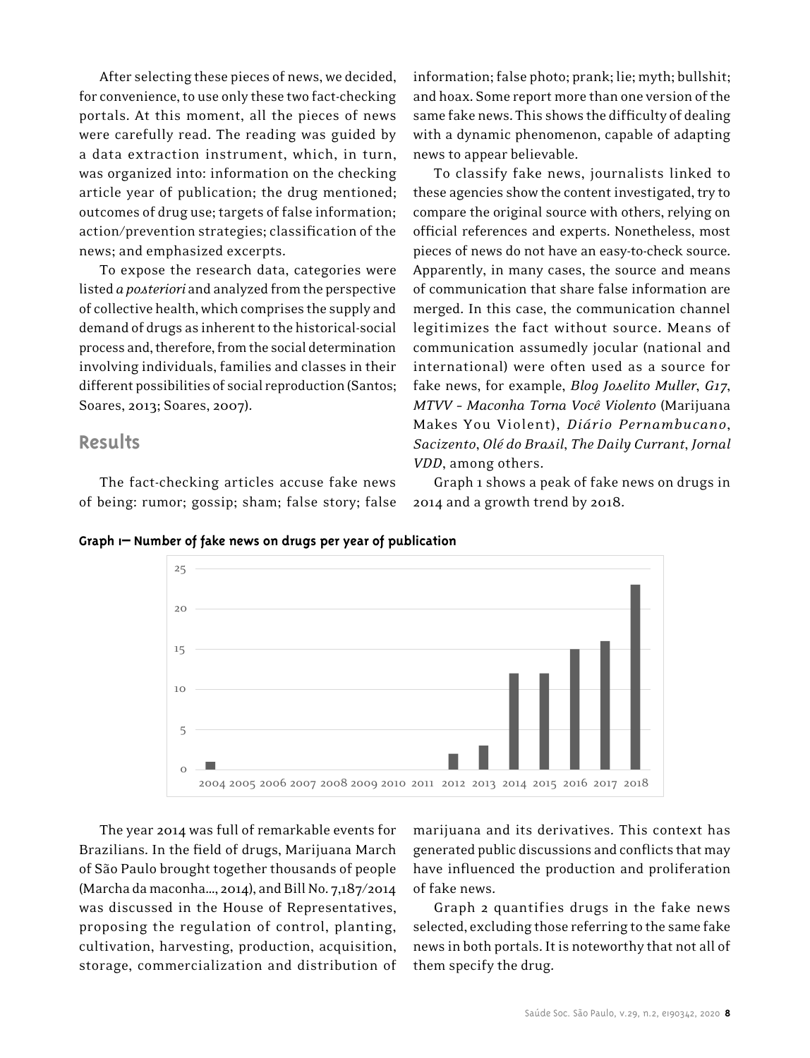After selecting these pieces of news, we decided, for convenience, to use only these two fact-checking portals. At this moment, all the pieces of news were carefully read. The reading was guided by a data extraction instrument, which, in turn, was organized into: information on the checking article year of publication; the drug mentioned; outcomes of drug use; targets of false information; action/prevention strategies; classification of the news; and emphasized excerpts.

To expose the research data, categories were listed *a posteriori* and analyzed from the perspective of collective health, which comprises the supply and demand of drugs as inherent to the historical-social process and, therefore, from the social determination involving individuals, families and classes in their different possibilities of social reproduction (Santos; Soares, 2013; Soares, 2007).

## Results

The fact-checking articles accuse fake news of being: rumor; gossip; sham; false story; false information; false photo; prank; lie; myth; bullshit; and hoax. Some report more than one version of the same fake news. This shows the difficulty of dealing with a dynamic phenomenon, capable of adapting news to appear believable.

To classify fake news, journalists linked to these agencies show the content investigated, try to compare the original source with others, relying on official references and experts. Nonetheless, most pieces of news do not have an easy-to-check source. Apparently, in many cases, the source and means of communication that share false information are merged. In this case, the communication channel legitimizes the fact without source. Means of communication assumedly jocular (national and international) were often used as a source for fake news, for example, *Blog Joselito Muller*, *G17*, *MTVV - Maconha Torna Você Violento* (Marijuana Makes You Violent), *Diário Pernambucano*, *Sacizento*, *Olé do Brasil*, *The Daily Currant*, *Jornal VDD*, among others.

Graph 1 shows a peak of fake news on drugs in 2014 and a growth trend by 2018.

**Graph 1 – Number of fake news on drugs per year of publication**

| Year | Number |
|---|---|
| 2004 | 1 |
| 2005 | 0 |
| 2006 | 0 |
| 2007 | 0 |
| 2008 | 0 |
| 2009 | 0 |
| 2010 | 0 |
| 2011 | 0 |
| 2012 | 2 |
| 2013 | 3 |
| 2014 | 12 |
| 2015 | 12 |
| 2016 | 15 |
| 2017 | 16 |
| 2018 | 23 |

The year 2014 was full of remarkable events for Brazilians. In the field of drugs, Marijuana March of São Paulo brought together thousands of people (Marcha da maconha..., 2014), and Bill No. 7,187/2014 was discussed in the House of Representatives, proposing the regulation of control, planting, cultivation, harvesting, production, acquisition, storage, commercialization and distribution of marijuana and its derivatives. This context has generated public discussions and conflicts that may have influenced the production and proliferation of fake news.

Graph 2 quantifies drugs in the fake news selected, excluding those referring to the same fake news in both portals. It is noteworthy that not all of them specify the drug.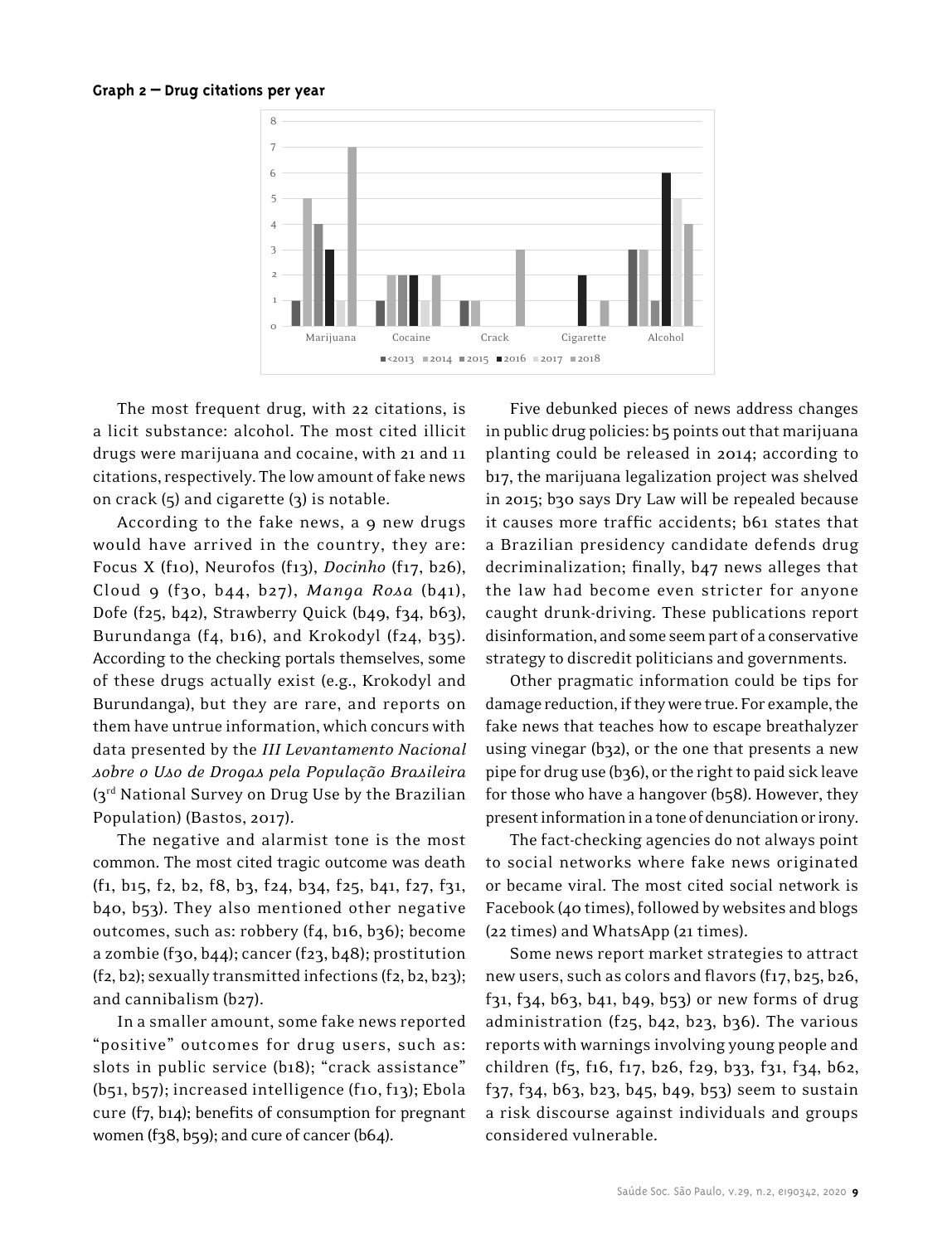**Graph 2 — Drug citations per year**

The most frequent drug, with 22 citations, is a licit substance: alcohol. The most cited illicit drugs were marijuana and cocaine, with 21 and 11 citations, respectively. The low amount of fake news on crack (5) and cigarette (3) is notable.

According to the fake news, a 9 new drugs would have arrived in the country, they are: Focus X (f10), Neurofos (f13), *Docinho* (f17, b26), Cloud 9 (f30, b44, b27), *Manga Rosa* (b41), Dofe (f25, b42), Strawberry Quick (b49, f34, b63), Burundanga (f4, b16), and Krokodyl (f24, b35). According to the checking portals themselves, some of these drugs actually exist (e.g., Krokodyl and Burundanga), but they are rare, and reports on them have untrue information, which concurs with data presented by the *III Levantamento Nacional sobre o Uso de Drogas pela População Brasileira* (3rd National Survey on Drug Use by the Brazilian Population) (Bastos, 2017).

The negative and alarmist tone is the most common. The most cited tragic outcome was death (f1, b15, f2, b2, f8, b3, f24, b34, f25, b41, f27, f31, b40, b53). They also mentioned other negative outcomes, such as: robbery (f4, b16, b36); become a zombie (f30, b44); cancer (f23, b48); prostitution (f2, b2); sexually transmitted infections (f2, b2, b23); and cannibalism (b27).

In a smaller amount, some fake news reported "positive" outcomes for drug users, such as: slots in public service (b18); "crack assistance" (b51, b57); increased intelligence (f10, f13); Ebola cure (f7, b14); benefits of consumption for pregnant women (f38, b59); and cure of cancer (b64).

Five debunked pieces of news address changes in public drug policies: b5 points out that marijuana planting could be released in 2014; according to b17, the marijuana legalization project was shelved in 2015; b30 says Dry Law will be repealed because it causes more traffic accidents; b61 states that a Brazilian presidency candidate defends drug decriminalization; finally, b47 news alleges that the law had become even stricter for anyone caught drunk-driving. These publications report disinformation, and some seem part of a conservative strategy to discredit politicians and governments.

Other pragmatic information could be tips for damage reduction, if they were true. For example, the fake news that teaches how to escape breathalyzer using vinegar (b32), or the one that presents a new pipe for drug use (b36), or the right to paid sick leave for those who have a hangover (b58). However, they present information in a tone of denunciation or irony.

The fact-checking agencies do not always point to social networks where fake news originated or became viral. The most cited social network is Facebook (40 times), followed by websites and blogs (22 times) and WhatsApp (21 times).

Some news report market strategies to attract new users, such as colors and flavors (f17, b25, b26, f31, f34, b63, b41, b49, b53) or new forms of drug administration (f25, b42, b23, b36). The various reports with warnings involving young people and children (f5, f16, f17, b26, f29, b33, f31, f34, b62, f37, f34, b63, b23, b45, b49, b53) seem to sustain a risk discourse against individuals and groups considered vulnerable.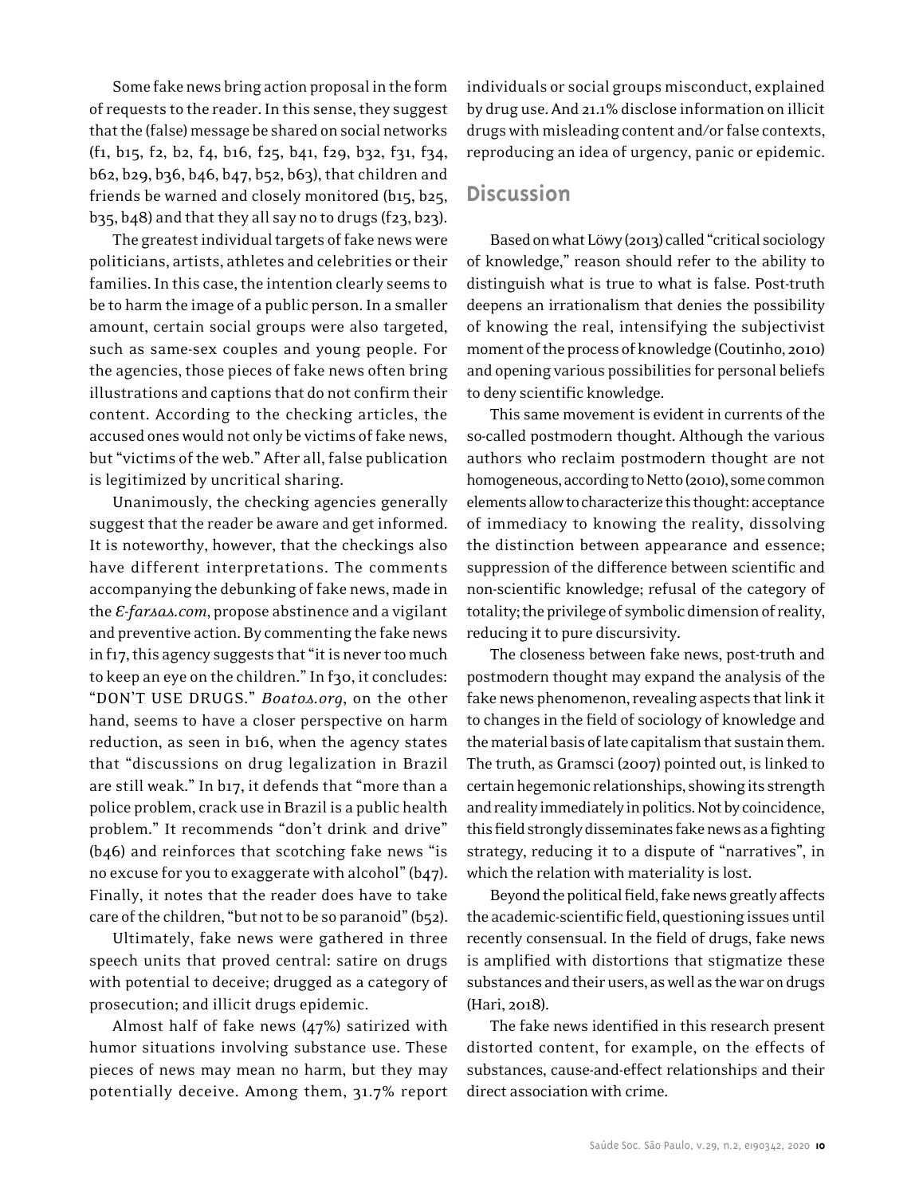Some fake news bring action proposal in the form of requests to the reader. In this sense, they suggest that the (false) message be shared on social networks (f1, b15, f2, b2, f4, b16, f25, b41, f29, b32, f31, f34, b62, b29, b36, b46, b47, b52, b63), that children and friends be warned and closely monitored (b15, b25, b35, b48) and that they all say no to drugs (f23, b23).

The greatest individual targets of fake news were politicians, artists, athletes and celebrities or their families. In this case, the intention clearly seems to be to harm the image of a public person. In a smaller amount, certain social groups were also targeted, such as same-sex couples and young people. For the agencies, those pieces of fake news often bring illustrations and captions that do not confirm their content. According to the checking articles, the accused ones would not only be victims of fake news, but "victims of the web." After all, false publication is legitimized by uncritical sharing.

Unanimously, the checking agencies generally suggest that the reader be aware and get informed. It is noteworthy, however, that the checkings also have different interpretations. The comments accompanying the debunking of fake news, made in the *E-farsas.com*, propose abstinence and a vigilant and preventive action. By commenting the fake news in f17, this agency suggests that "it is never too much to keep an eye on the children." In f30, it concludes: "DON'T USE DRUGS." *Boatos.org*, on the other hand, seems to have a closer perspective on harm reduction, as seen in b16, when the agency states that "discussions on drug legalization in Brazil are still weak." In b17, it defends that "more than a police problem, crack use in Brazil is a public health problem." It recommends "don't drink and drive" (b46) and reinforces that scotching fake news "is no excuse for you to exaggerate with alcohol" (b47). Finally, it notes that the reader does have to take care of the children, "but not to be so paranoid" (b52).

Ultimately, fake news were gathered in three speech units that proved central: satire on drugs with potential to deceive; drugged as a category of prosecution; and illicit drugs epidemic.

Almost half of fake news (47%) satirized with humor situations involving substance use. These pieces of news may mean no harm, but they may potentially deceive. Among them, 31.7% report individuals or social groups misconduct, explained by drug use. And 21.1% disclose information on illicit drugs with misleading content and/or false contexts, reproducing an idea of urgency, panic or epidemic.

## Discussion

Based on what Löwy (2013) called "critical sociology of knowledge," reason should refer to the ability to distinguish what is true to what is false. Post-truth deepens an irrationalism that denies the possibility of knowing the real, intensifying the subjectivist moment of the process of knowledge (Coutinho, 2010) and opening various possibilities for personal beliefs to deny scientific knowledge.

This same movement is evident in currents of the so-called postmodern thought. Although the various authors who reclaim postmodern thought are not homogeneous, according to Netto (2010), some common elements allow to characterize this thought: acceptance of immediacy to knowing the reality, dissolving the distinction between appearance and essence; suppression of the difference between scientific and non-scientific knowledge; refusal of the category of totality; the privilege of symbolic dimension of reality, reducing it to pure discursivity.

The closeness between fake news, post-truth and postmodern thought may expand the analysis of the fake news phenomenon, revealing aspects that link it to changes in the field of sociology of knowledge and the material basis of late capitalism that sustain them. The truth, as Gramsci (2007) pointed out, is linked to certain hegemonic relationships, showing its strength and reality immediately in politics. Not by coincidence, this field strongly disseminates fake news as a fighting strategy, reducing it to a dispute of "narratives", in which the relation with materiality is lost.

Beyond the political field, fake news greatly affects the academic-scientific field, questioning issues until recently consensual. In the field of drugs, fake news is amplified with distortions that stigmatize these substances and their users, as well as the war on drugs (Hari, 2018).

The fake news identified in this research present distorted content, for example, on the effects of substances, cause-and-effect relationships and their direct association with crime.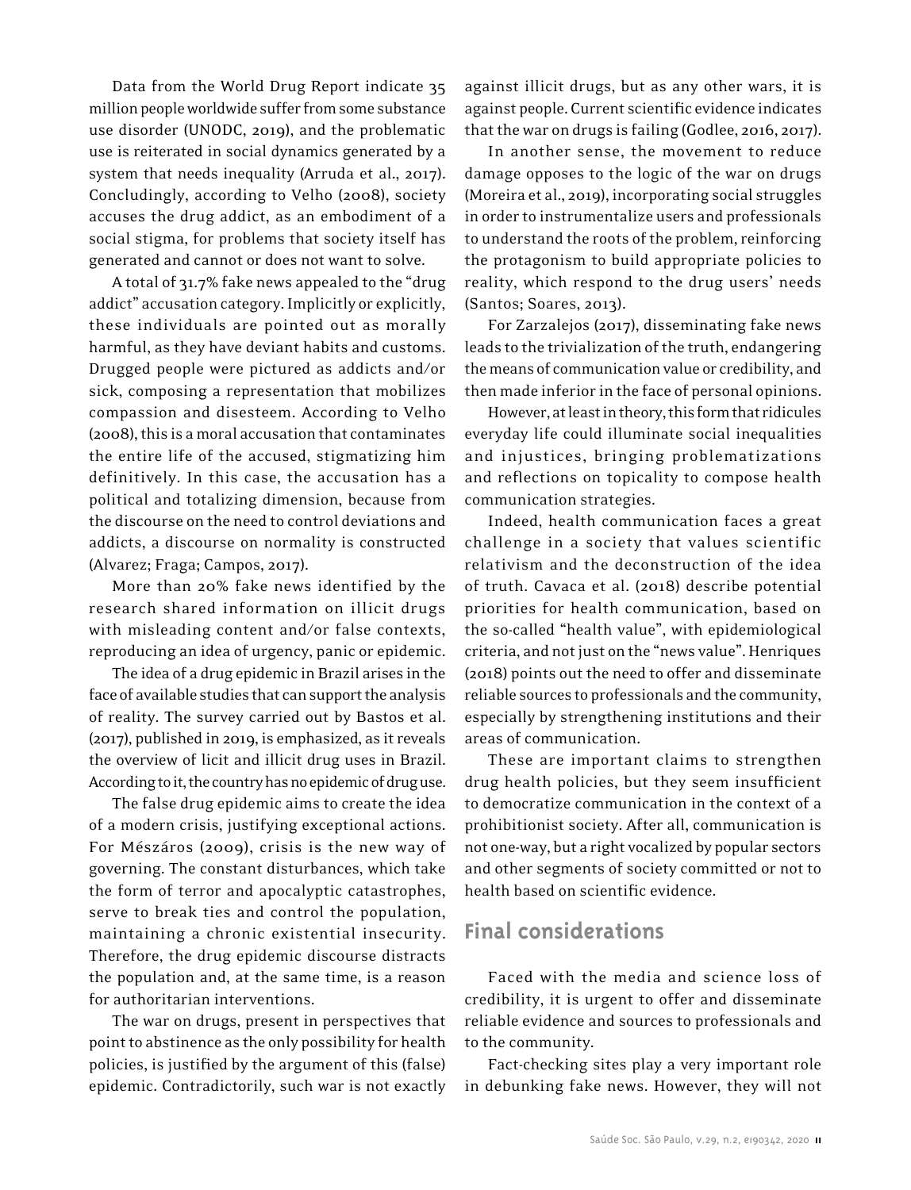Data from the World Drug Report indicate 35 million people worldwide suffer from some substance use disorder (UNODC, 2019), and the problematic use is reiterated in social dynamics generated by a system that needs inequality (Arruda et al., 2017). Concludingly, according to Velho (2008), society accuses the drug addict, as an embodiment of a social stigma, for problems that society itself has generated and cannot or does not want to solve.

A total of 31.7% fake news appealed to the "drug addict" accusation category. Implicitly or explicitly, these individuals are pointed out as morally harmful, as they have deviant habits and customs. Drugged people were pictured as addicts and/or sick, composing a representation that mobilizes compassion and disesteem. According to Velho (2008), this is a moral accusation that contaminates the entire life of the accused, stigmatizing him definitively. In this case, the accusation has a political and totalizing dimension, because from the discourse on the need to control deviations and addicts, a discourse on normality is constructed (Alvarez; Fraga; Campos, 2017).

More than 20% fake news identified by the research shared information on illicit drugs with misleading content and/or false contexts, reproducing an idea of urgency, panic or epidemic.

The idea of a drug epidemic in Brazil arises in the face of available studies that can support the analysis of reality. The survey carried out by Bastos et al. (2017), published in 2019, is emphasized, as it reveals the overview of licit and illicit drug uses in Brazil. According to it, the country has no epidemic of drug use.

The false drug epidemic aims to create the idea of a modern crisis, justifying exceptional actions. For Mészáros (2009), crisis is the new way of governing. The constant disturbances, which take the form of terror and apocalyptic catastrophes, serve to break ties and control the population, maintaining a chronic existential insecurity. Therefore, the drug epidemic discourse distracts the population and, at the same time, is a reason for authoritarian interventions.

The war on drugs, present in perspectives that point to abstinence as the only possibility for health policies, is justified by the argument of this (false) epidemic. Contradictorily, such war is not exactly against illicit drugs, but as any other wars, it is against people. Current scientific evidence indicates that the war on drugs is failing (Godlee, 2016, 2017).

In another sense, the movement to reduce damage opposes to the logic of the war on drugs (Moreira et al., 2019), incorporating social struggles in order to instrumentalize users and professionals to understand the roots of the problem, reinforcing the protagonism to build appropriate policies to reality, which respond to the drug users' needs (Santos; Soares, 2013).

For Zarzalejos (2017), disseminating fake news leads to the trivialization of the truth, endangering the means of communication value or credibility, and then made inferior in the face of personal opinions.

However, at least in theory, this form that ridicules everyday life could illuminate social inequalities and injustices, bringing problematizations and reflections on topicality to compose health communication strategies.

Indeed, health communication faces a great challenge in a society that values scientific relativism and the deconstruction of the idea of truth. Cavaca et al. (2018) describe potential priorities for health communication, based on the so-called "health value", with epidemiological criteria, and not just on the "news value". Henriques (2018) points out the need to offer and disseminate reliable sources to professionals and the community, especially by strengthening institutions and their areas of communication.

These are important claims to strengthen drug health policies, but they seem insufficient to democratize communication in the context of a prohibitionist society. After all, communication is not one-way, but a right vocalized by popular sectors and other segments of society committed or not to health based on scientific evidence.

## Final considerations

Faced with the media and science loss of credibility, it is urgent to offer and disseminate reliable evidence and sources to professionals and to the community.

Fact-checking sites play a very important role in debunking fake news. However, they will not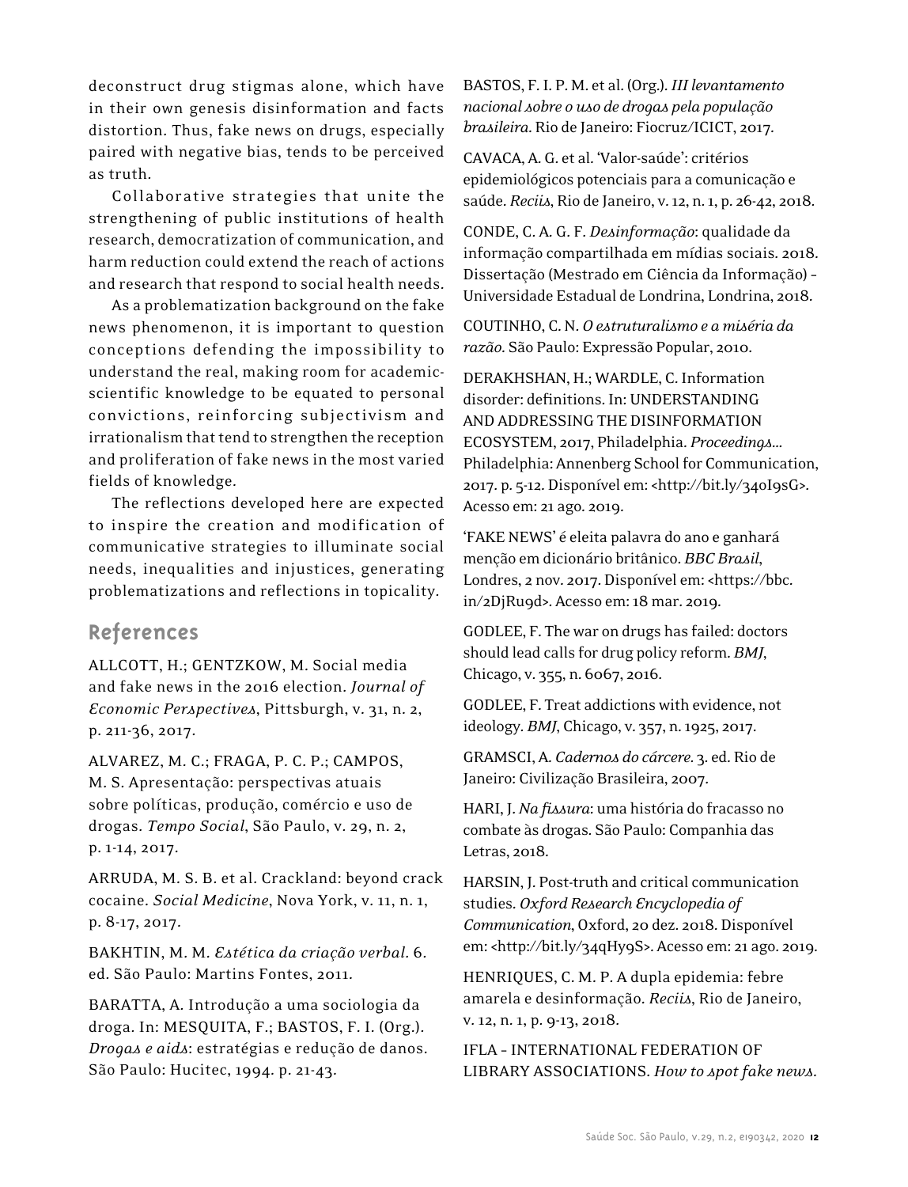deconstruct drug stigmas alone, which have in their own genesis disinformation and facts distortion. Thus, fake news on drugs, especially paired with negative bias, tends to be perceived as truth.

Collaborative strategies that unite the strengthening of public institutions of health research, democratization of communication, and harm reduction could extend the reach of actions and research that respond to social health needs.

As a problematization background on the fake news phenomenon, it is important to question conceptions defending the impossibility to understand the real, making room for academic-scientific knowledge to be equated to personal convictions, reinforcing subjectivism and irrationalism that tend to strengthen the reception and proliferation of fake news in the most varied fields of knowledge.

The reflections developed here are expected to inspire the creation and modification of communicative strategies to illuminate social needs, inequalities and injustices, generating problematizations and reflections in topicality.

## References

ALLCOTT, H.; GENTZKOW, M. Social media and fake news in the 2016 election. *Journal of Economic Perspectives*, Pittsburgh, v. 31, n. 2, p. 211-36, 2017.

ALVAREZ, M. C.; FRAGA, P. C. P.; CAMPOS, M. S. Apresentação: perspectivas atuais sobre políticas, produção, comércio e uso de drogas. *Tempo Social*, São Paulo, v. 29, n. 2, p. 1-14, 2017.

ARRUDA, M. S. B. et al. Crackland: beyond crack cocaine. *Social Medicine*, Nova York, v. 11, n. 1, p. 8-17, 2017.

BAKHTIN, M. M. *Estética da criação verbal*. 6. ed. São Paulo: Martins Fontes, 2011.

BARATTA, A. Introdução a uma sociologia da droga. In: MESQUITA, F.; BASTOS, F. I. (Org.). *Drogas e aids*: estratégias e redução de danos. São Paulo: Hucitec, 1994. p. 21-43.

BASTOS, F. I. P. M. et al. (Org.). *III levantamento nacional sobre o uso de drogas pela população brasileira*. Rio de Janeiro: Fiocruz/ICICT, 2017.

CAVACA, A. G. et al. 'Valor-saúde': critérios epidemiológicos potenciais para a comunicação e saúde. *Reciis*, Rio de Janeiro, v. 12, n. 1, p. 26-42, 2018.

CONDE, C. A. G. F. *Desinformação*: qualidade da informação compartilhada em mídias sociais. 2018. Dissertação (Mestrado em Ciência da Informação) – Universidade Estadual de Londrina, Londrina, 2018.

COUTINHO, C. N. *O estruturalismo e a miséria da razão*. São Paulo: Expressão Popular, 2010.

DERAKHSHAN, H.; WARDLE, C. Information disorder: definitions. In: UNDERSTANDING AND ADDRESSING THE DISINFORMATION ECOSYSTEM, 2017, Philadelphia. *Proceedings*... Philadelphia: Annenberg School for Communication, 2017. p. 5-12. Disponível em: <http://bit.ly/34oI9sG>. Acesso em: 21 ago. 2019.

'FAKE NEWS' é eleita palavra do ano e ganhará menção em dicionário britânico. *BBC Brasil*, Londres, 2 nov. 2017. Disponível em: <https://bbc.in/2DjRu9d>. Acesso em: 18 mar. 2019.

GODLEE, F. The war on drugs has failed: doctors should lead calls for drug policy reform. *BMJ*, Chicago, v. 355, n. 6067, 2016.

GODLEE, F. Treat addictions with evidence, not ideology. *BMJ*, Chicago, v. 357, n. 1925, 2017.

GRAMSCI, A. *Cadernos do cárcere*. 3. ed. Rio de Janeiro: Civilização Brasileira, 2007.

HARI, J. *Na fissura*: uma história do fracasso no combate às drogas. São Paulo: Companhia das Letras, 2018.

HARSIN, J. Post-truth and critical communication studies. *Oxford Research Encyclopedia of Communication*, Oxford, 20 dez. 2018. Disponível em: <http://bit.ly/34qHy9S>. Acesso em: 21 ago. 2019.

HENRIQUES, C. M. P. A dupla epidemia: febre amarela e desinformação. *Reciis*, Rio de Janeiro, v. 12, n. 1, p. 9-13, 2018.

IFLA – INTERNATIONAL FEDERATION OF LIBRARY ASSOCIATIONS. *How to spot fake news*.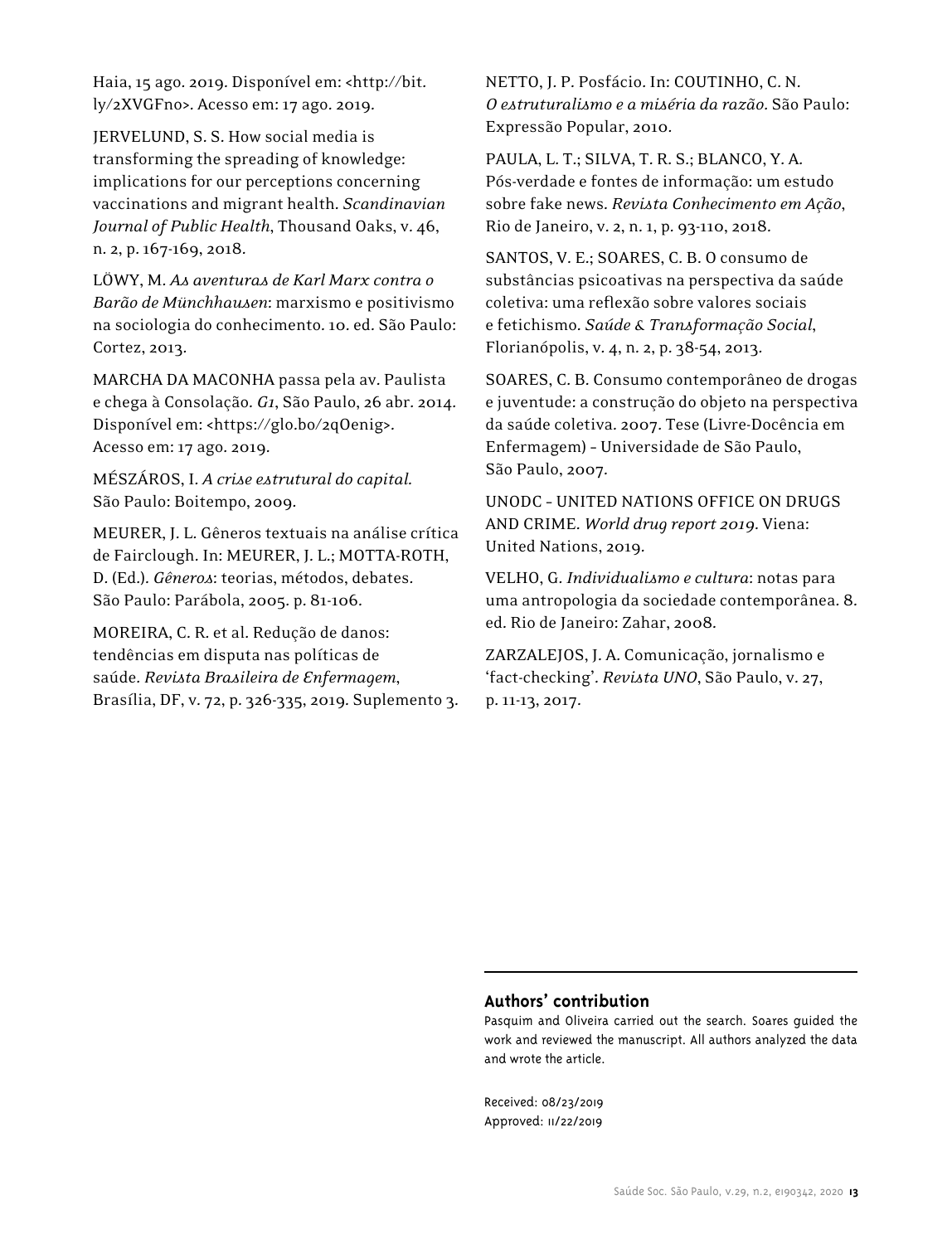Haia, 15 ago. 2019. Disponível em: <http://bit.ly/2XVGFno>. Acesso em: 17 ago. 2019.

JERVELUND, S. S. How social media is transforming the spreading of knowledge: implications for our perceptions concerning vaccinations and migrant health. *Scandinavian Journal of Public Health*, Thousand Oaks, v. 46, n. 2, p. 167-169, 2018.

LÖWY, M. *As aventuras de Karl Marx contra o Barão de Münchhausen*: marxismo e positivismo na sociologia do conhecimento. 10. ed. São Paulo: Cortez, 2013.

MARCHA DA MACONHA passa pela av. Paulista e chega à Consolação. *G1*, São Paulo, 26 abr. 2014. Disponível em: <https://glo.bo/2qOenig>. Acesso em: 17 ago. 2019.

MÉSZÁROS, I. *A crise estrutural do capital*. São Paulo: Boitempo, 2009.

MEURER, J. L. Gêneros textuais na análise crítica de Fairclough. In: MEURER, J. L.; MOTTA-ROTH, D. (Ed.). *Gêneros*: teorias, métodos, debates. São Paulo: Parábola, 2005. p. 81-106.

MOREIRA, C. R. et al. Redução de danos: tendências em disputa nas políticas de saúde. *Revista Brasileira de Enfermagem*, Brasília, DF, v. 72, p. 326-335, 2019. Suplemento 3.

NETTO, J. P. Posfácio. In: COUTINHO, C. N. *O estruturalismo e a miséria da razão*. São Paulo: Expressão Popular, 2010.

PAULA, L. T.; SILVA, T. R. S.; BLANCO, Y. A. Pós-verdade e fontes de informação: um estudo sobre fake news. *Revista Conhecimento em Ação*, Rio de Janeiro, v. 2, n. 1, p. 93-110, 2018.

SANTOS, V. E.; SOARES, C. B. O consumo de substâncias psicoativas na perspectiva da saúde coletiva: uma reflexão sobre valores sociais e fetichismo. *Saúde & Transformação Social*, Florianópolis, v. 4, n. 2, p. 38-54, 2013.

SOARES, C. B. Consumo contemporâneo de drogas e juventude: a construção do objeto na perspectiva da saúde coletiva. 2007. Tese (Livre-Docência em Enfermagem) – Universidade de São Paulo, São Paulo, 2007.

UNODC – UNITED NATIONS OFFICE ON DRUGS AND CRIME. *World drug report 2019*. Viena: United Nations, 2019.

VELHO, G. *Individualismo e cultura*: notas para uma antropologia da sociedade contemporânea. 8. ed. Rio de Janeiro: Zahar, 2008.

ZARZALEJOS, J. A. Comunicação, jornalismo e 'fact-checking'. *Revista UNO*, São Paulo, v. 27, p. 11-13, 2017.

**Authors' contribution**

Pasquim and Oliveira carried out the search. Soares guided the work and reviewed the manuscript. All authors analyzed the data and wrote the article.

Received: 08/23/2019
Approved: 11/22/2019